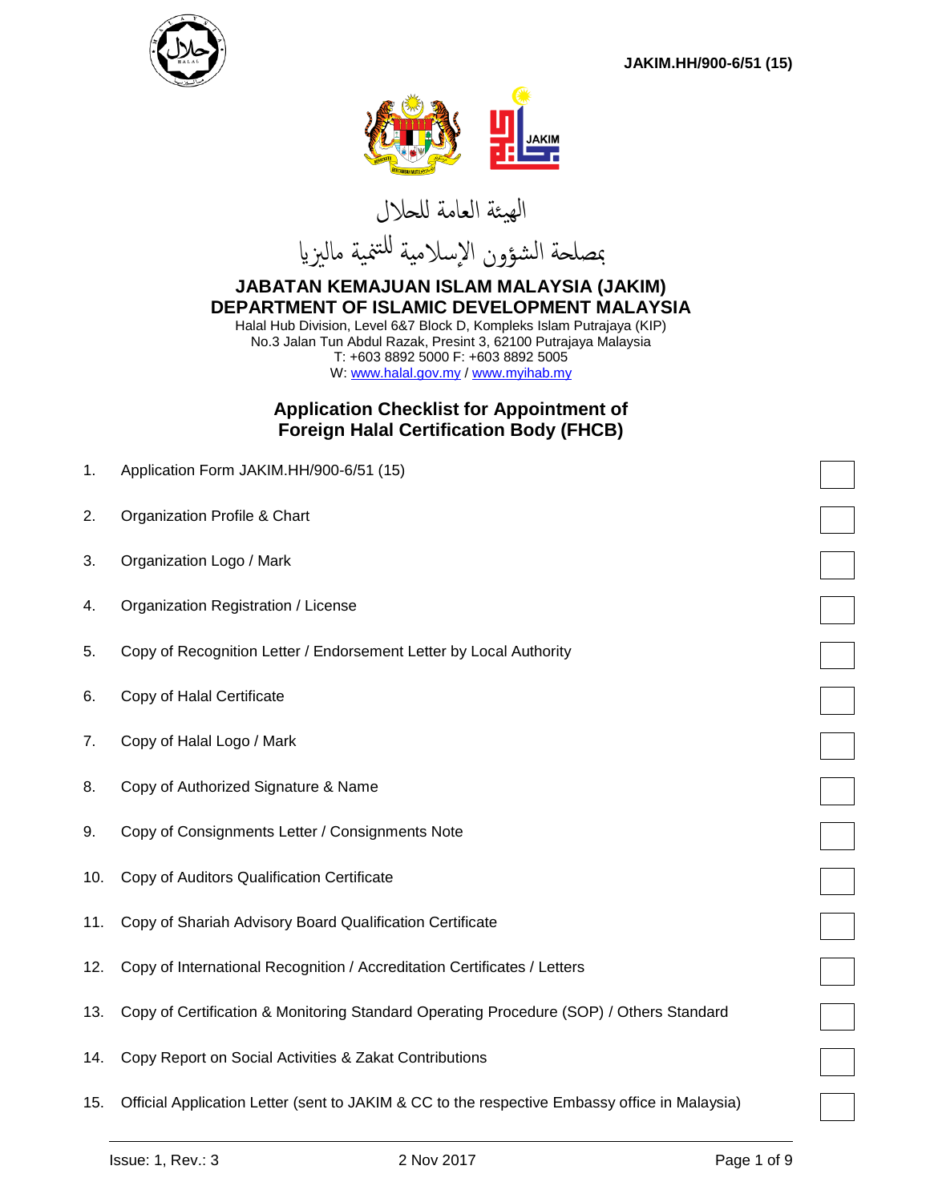JAKIM.HH/900-6/51 (15)

الهيئة العامة للحلال

بمصلحة الشؤون الإسلامية للتنمية ماليزيا

# JABATAN KEMAJUAN ISLAM MALAYSIA (JAKIM)
# DEPARTMENT OF ISLAMIC DEVELOPMENT MALAYSIA

Halal Hub Division, Level 6&7 Block D, Kompleks Islam Putrajaya (KIP)
No.3 Jalan Tun Abdul Razak, Presint 3, 62100 Putrajaya Malaysia
T: +603 8892 5000 F: +603 8892 5005
W: www.halal.gov.my / www.myihab.my

## Application Checklist for Appointment of Foreign Halal Certification Body (FHCB)

1. Application Form JAKIM.HH/900-6/51 (15) ☐
2. Organization Profile & Chart ☐
3. Organization Logo / Mark ☐
4. Organization Registration / License ☐
5. Copy of Recognition Letter / Endorsement Letter by Local Authority ☐
6. Copy of Halal Certificate ☐
7. Copy of Halal Logo / Mark ☐
8. Copy of Authorized Signature & Name ☐
9. Copy of Consignments Letter / Consignments Note ☐
10. Copy of Auditors Qualification Certificate ☐
11. Copy of Shariah Advisory Board Qualification Certificate ☐
12. Copy of International Recognition / Accreditation Certificates / Letters ☐
13. Copy of Certification & Monitoring Standard Operating Procedure (SOP) / Others Standard ☐
14. Copy Report on Social Activities & Zakat Contributions ☐
15. Official Application Letter (sent to JAKIM & CC to the respective Embassy office in Malaysia) ☐

Issue: 1, Rev.: 3 2 Nov 2017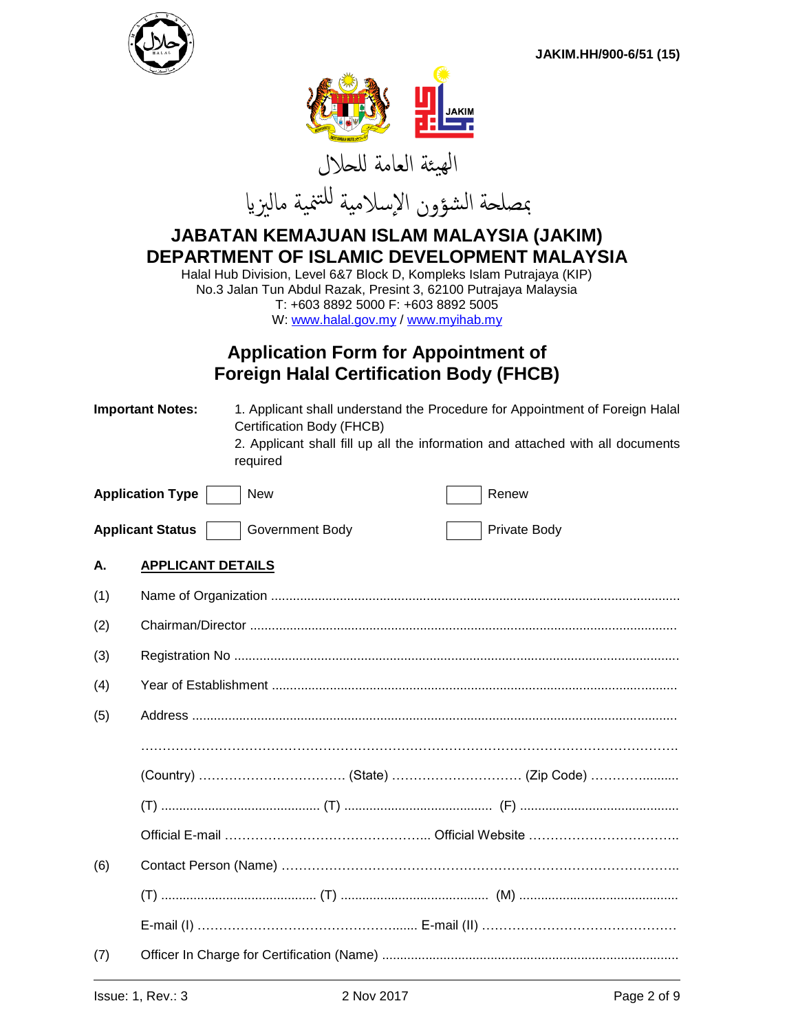JAKIM.HH/900-6/51 (15)

الهيئة العامة للحلال

بمصلحة الشؤون الإسلامية للتنمية ماليزيا

# JABATAN KEMAJUAN ISLAM MALAYSIA (JAKIM)
# DEPARTMENT OF ISLAMIC DEVELOPMENT MALAYSIA

Halal Hub Division, Level 6&7 Block D, Kompleks Islam Putrajaya (KIP)
No.3 Jalan Tun Abdul Razak, Presint 3, 62100 Putrajaya Malaysia
T: +603 8892 5000 F: +603 8892 5005
W: www.halal.gov.my / www.myihab.my

## Application Form for Appointment of Foreign Halal Certification Body (FHCB)

**Important Notes:**
1. Applicant shall understand the Procedure for Appointment of Foreign Halal Certification Body (FHCB)
2. Applicant shall fill up all the information and attached with all documents required

**Application Type** ☐ New ☐ Renew

**Applicant Status** ☐ Government Body ☐ Private Body

### A. APPLICANT DETAILS

(1) Name of Organization ..............................................................................................

(2) Chairman/Director ..............................................................................................

(3) Registration No ..............................................................................................

(4) Year of Establishment ..............................................................................................

(5) Address ..............................................................................................

..............................................................................................

(Country) ............................... (State) ............................ (Zip Code) ......................

(T) ........................................ (T) ...................................... (F) ........................................

Official E-mail ........................................... Official Website ...............................

(6) Contact Person (Name) ..............................................................................................

(T) ........................................ (T) ...................................... (M) ........................................

E-mail (I) ........................................... E-mail (II) ...........................................

(7) Officer In Charge for Certification (Name) ..............................................................................................

Issue: 1, Rev.: 3 2 Nov 2017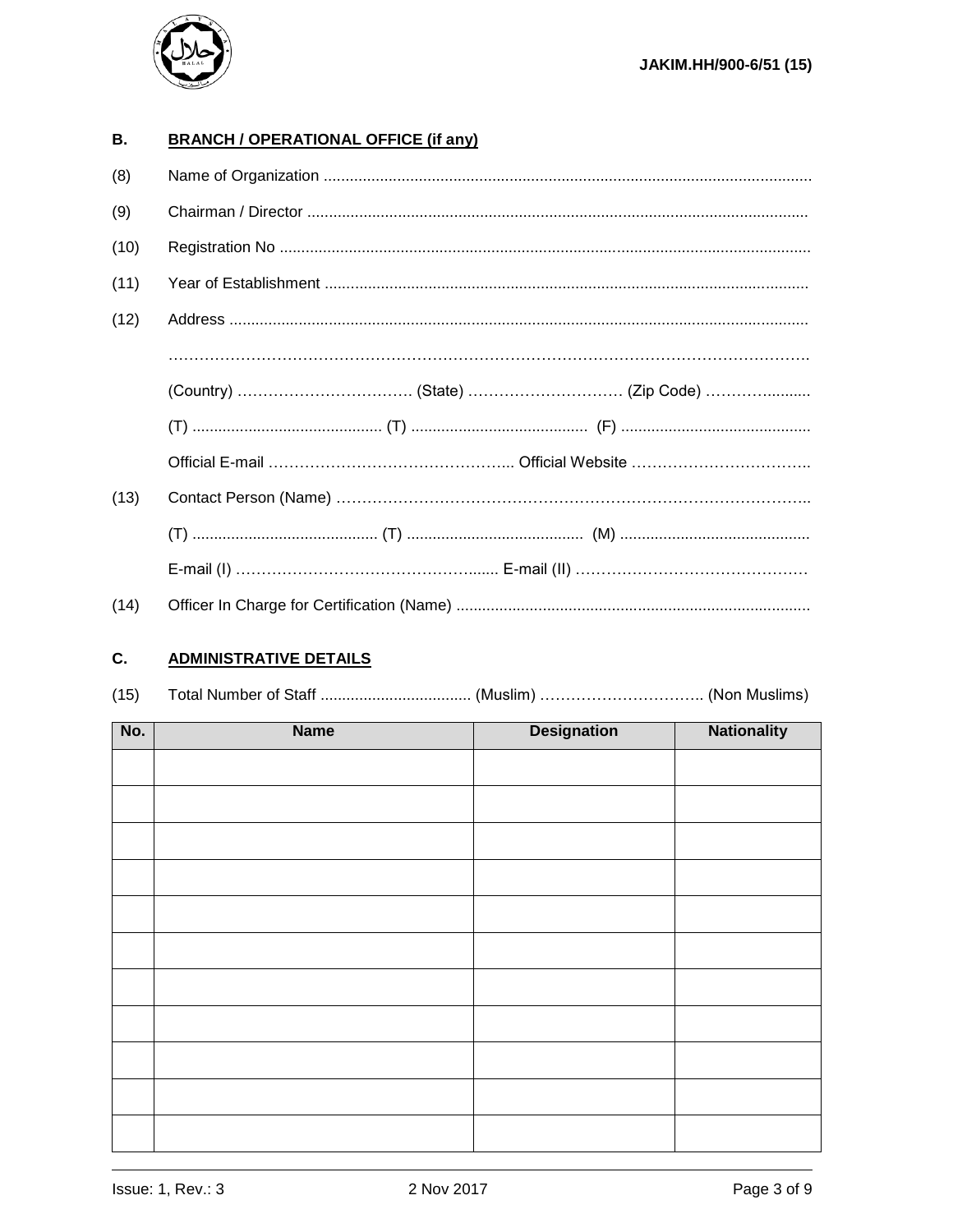## B. BRANCH / OPERATIONAL OFFICE (if any)

(8) Name of Organization ..................................................................................................................

(9) Chairman / Director ....................................................................................................................

(10) Registration No ...........................................................................................................................

(11) Year of Establishment ................................................................................................................

(12) Address ......................................................................................................................................

……………………………………………………………………………………………………………

(Country) ……………………………. (State) ………………………… (Zip Code) ………..........

(T) ............................................ (T) ......................................... (F) ............................................

Official E-mail ……………………………………….. Official Website ……………………………..

(13) Contact Person (Name) …………………………………………………………………………...

(T) ........................................... (T) ......................................... (M) ............................................

E-mail (I) …………………………………………....... E-mail (II) ………………………………………

(14) Officer In Charge for Certification (Name) ..................................................................................

## C. ADMINISTRATIVE DETAILS

(15) Total Number of Staff ................................... (Muslim) ………………………….. (Non Muslims)

| No. | Name | Designation | Nationality |
|---|---|---|---|
| | | | |
| | | | |
| | | | |
| | | | |
| | | | |
| | | | |
| | | | |
| | | | |
| | | | |
| | | | |
| | | | |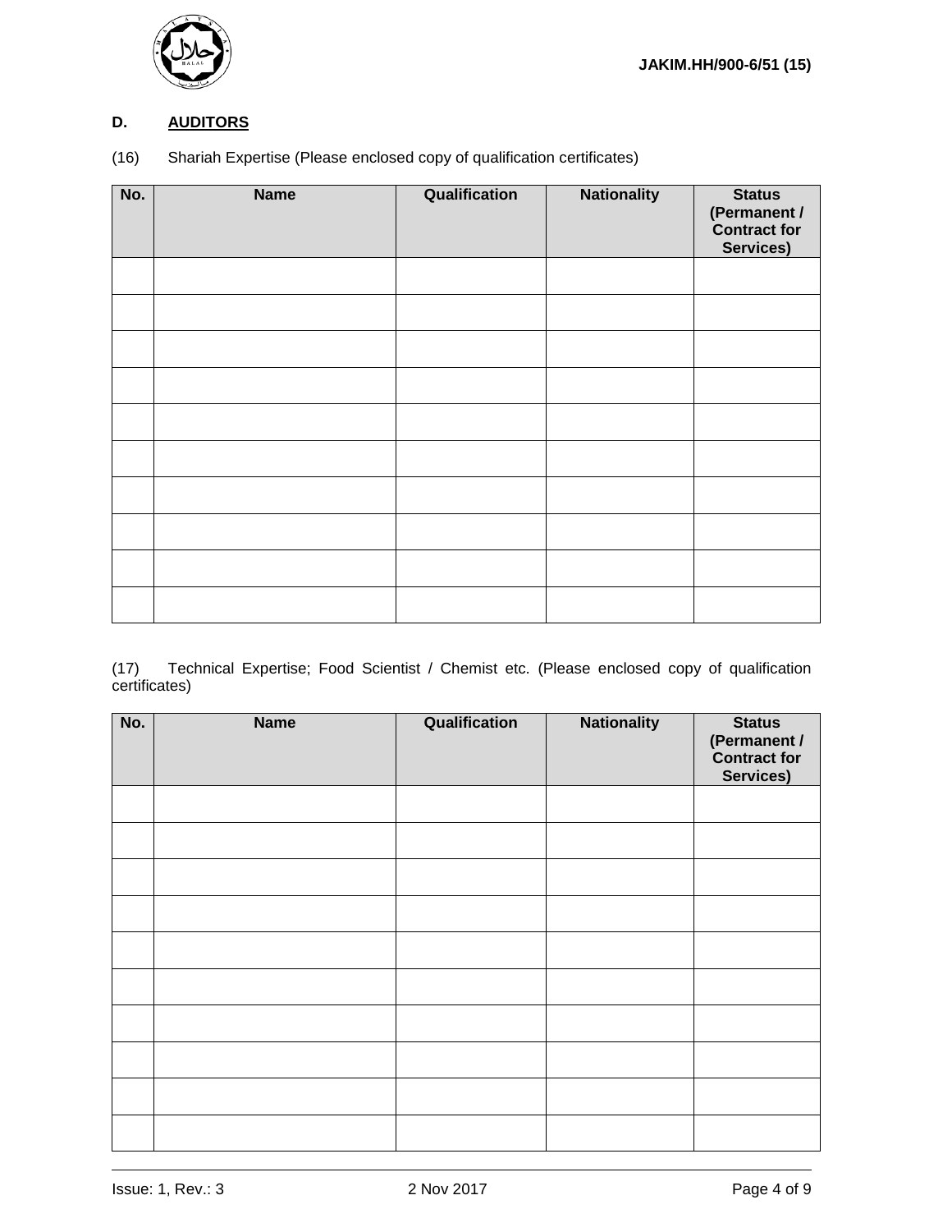## D. AUDITORS

(16) Shariah Expertise (Please enclosed copy of qualification certificates)

| No. | Name | Qualification | Nationality | Status (Permanent / Contract for Services) |
|---|---|---|---|---|
| | | | | |
| | | | | |
| | | | | |
| | | | | |
| | | | | |
| | | | | |
| | | | | |
| | | | | |
| | | | | |
| | | | | |

(17) Technical Expertise; Food Scientist / Chemist etc. (Please enclosed copy of qualification certificates)

| No. | Name | Qualification | Nationality | Status (Permanent / Contract for Services) |
|---|---|---|---|---|
| | | | | |
| | | | | |
| | | | | |
| | | | | |
| | | | | |
| | | | | |
| | | | | |
| | | | | |
| | | | | |
| | | | | |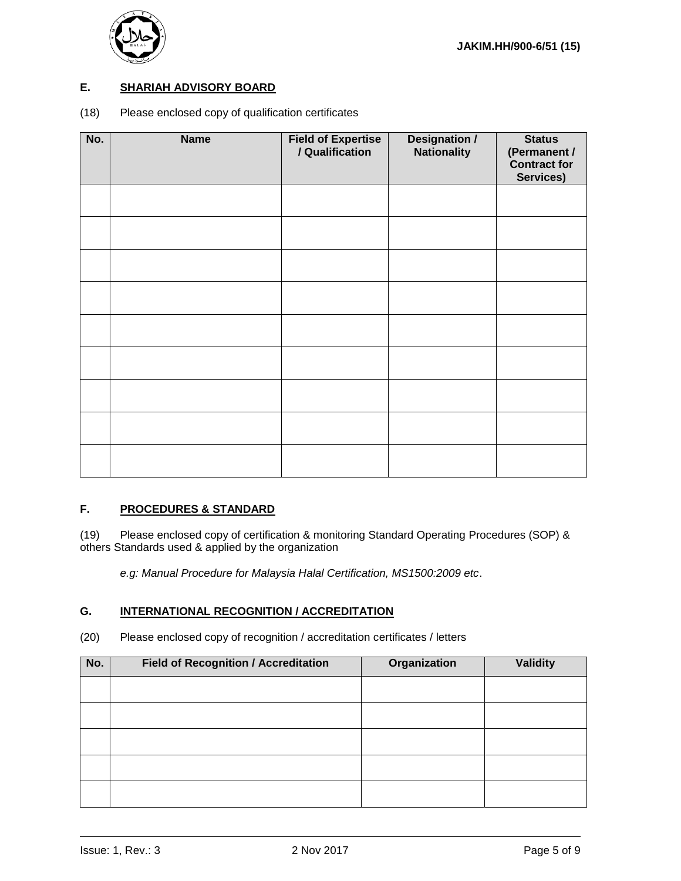## E. SHARIAH ADVISORY BOARD

(18) Please enclosed copy of qualification certificates

| No. | Name | Field of Expertise / Qualification | Designation / Nationality | Status (Permanent / Contract for Services) |
|---|---|---|---|---|
| | | | | |
| | | | | |
| | | | | |
| | | | | |
| | | | | |
| | | | | |
| | | | | |
| | | | | |
| | | | | |

## F. PROCEDURES & STANDARD

(19) Please enclosed copy of certification & monitoring Standard Operating Procedures (SOP) & others Standards used & applied by the organization

*e.g: Manual Procedure for Malaysia Halal Certification, MS1500:2009 etc*.

## G. INTERNATIONAL RECOGNITION / ACCREDITATION

(20) Please enclosed copy of recognition / accreditation certificates / letters

| No. | Field of Recognition / Accreditation | Organization | Validity |
|---|---|---|---|
| | | | |
| | | | |
| | | | |
| | | | |
| | | | |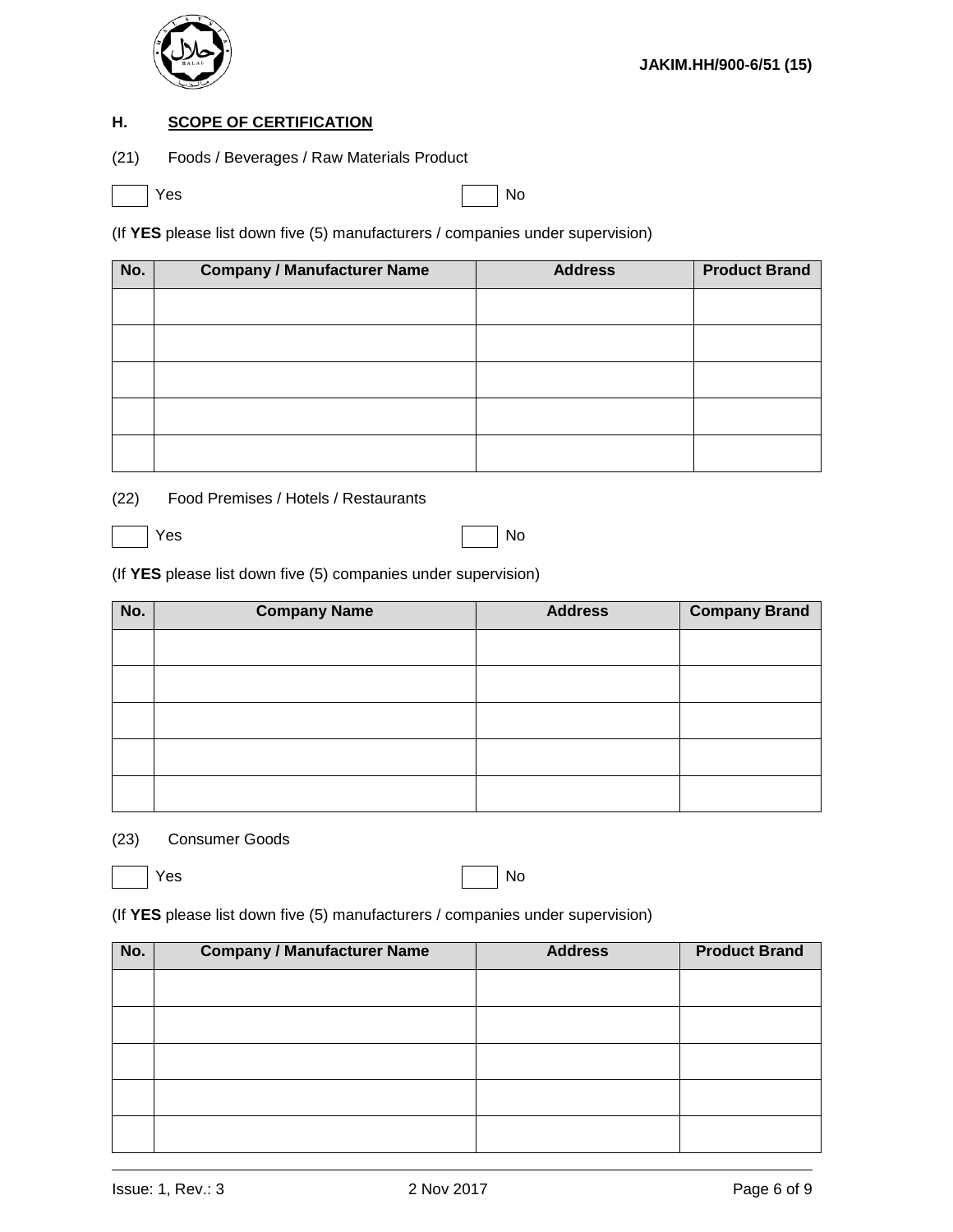## H. SCOPE OF CERTIFICATION

(21) Foods / Beverages / Raw Materials Product

☐ Yes ☐ No

(If **YES** please list down five (5) manufacturers / companies under supervision)

| No. | Company / Manufacturer Name | Address | Product Brand |
|---|---|---|---|
| | | | |
| | | | |
| | | | |
| | | | |
| | | | |

(22) Food Premises / Hotels / Restaurants

☐ Yes ☐ No

(If **YES** please list down five (5) companies under supervision)

| No. | Company Name | Address | Company Brand |
|---|---|---|---|
| | | | |
| | | | |
| | | | |
| | | | |
| | | | |

(23) Consumer Goods

☐ Yes ☐ No

(If **YES** please list down five (5) manufacturers / companies under supervision)

| No. | Company / Manufacturer Name | Address | Product Brand |
|---|---|---|---|
| | | | |
| | | | |
| | | | |
| | | | |
| | | | |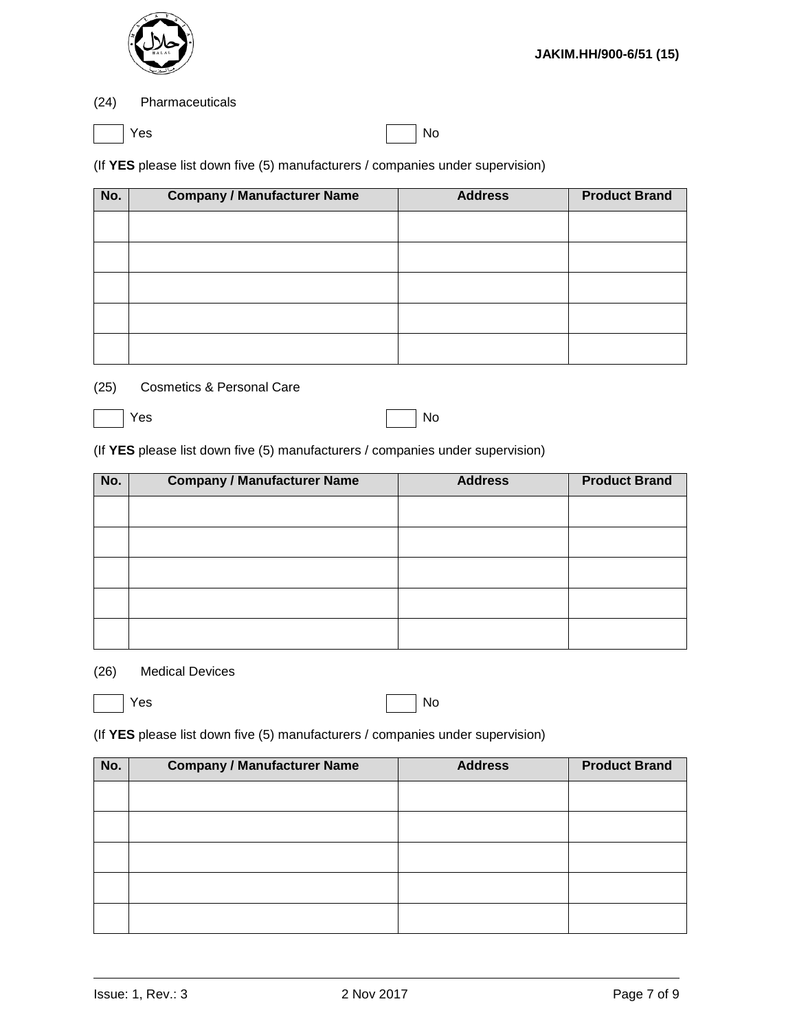(24) Pharmaceuticals

☐ Yes ☐ No

(If **YES** please list down five (5) manufacturers / companies under supervision)

| No. | Company / Manufacturer Name | Address | Product Brand |
|---|---|---|---|
| | | | |
| | | | |
| | | | |
| | | | |
| | | | |

(25) Cosmetics & Personal Care

☐ Yes ☐ No

(If **YES** please list down five (5) manufacturers / companies under supervision)

| No. | Company / Manufacturer Name | Address | Product Brand |
|---|---|---|---|
| | | | |
| | | | |
| | | | |
| | | | |
| | | | |

(26) Medical Devices

☐ Yes ☐ No

(If **YES** please list down five (5) manufacturers / companies under supervision)

| No. | Company / Manufacturer Name | Address | Product Brand |
|---|---|---|---|
| | | | |
| | | | |
| | | | |
| | | | |
| | | | |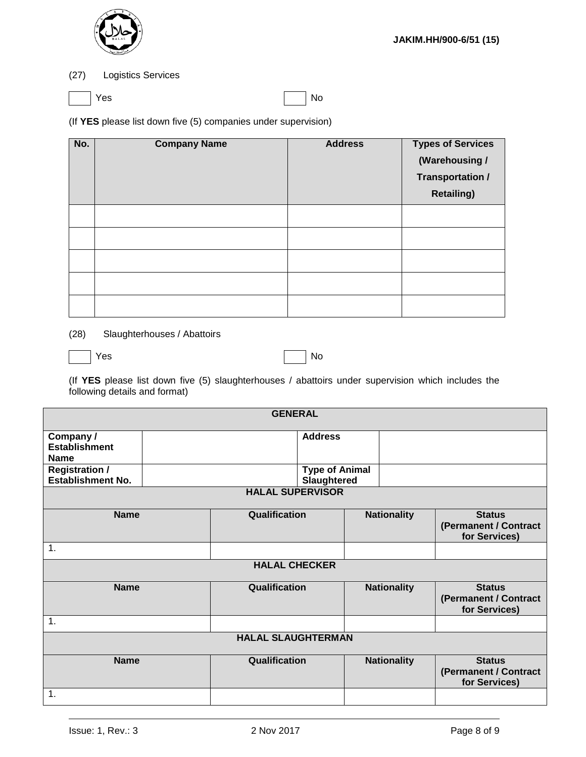(27) Logistics Services

☐ Yes ☐ No

(If **YES** please list down five (5) companies under supervision)

| No. | Company Name | Address | Types of Services (Warehousing / Transportation / Retailing) |
|---|---|---|---|
| | | | |
| | | | |
| | | | |
| | | | |
| | | | |

(28) Slaughterhouses / Abattoirs

☐ Yes ☐ No

(If **YES** please list down five (5) slaughterhouses / abattoirs under supervision which includes the following details and format)

| **GENERAL** | | | |
|---|---|---|---|
| **Company / Establishment Name** | | **Address** | |
| **Registration / Establishment No.** | | **Type of Animal Slaughtered** | |
| **HALAL SUPERVISOR** | | | |
| **Name** | **Qualification** | **Nationality** | **Status (Permanent / Contract for Services)** |
| 1. | | | |
| **HALAL CHECKER** | | | |
| **Name** | **Qualification** | **Nationality** | **Status (Permanent / Contract for Services)** |
| 1. | | | |
| **HALAL SLAUGHTERMAN** | | | |
| **Name** | **Qualification** | **Nationality** | **Status (Permanent / Contract for Services)** |
| 1. | | | |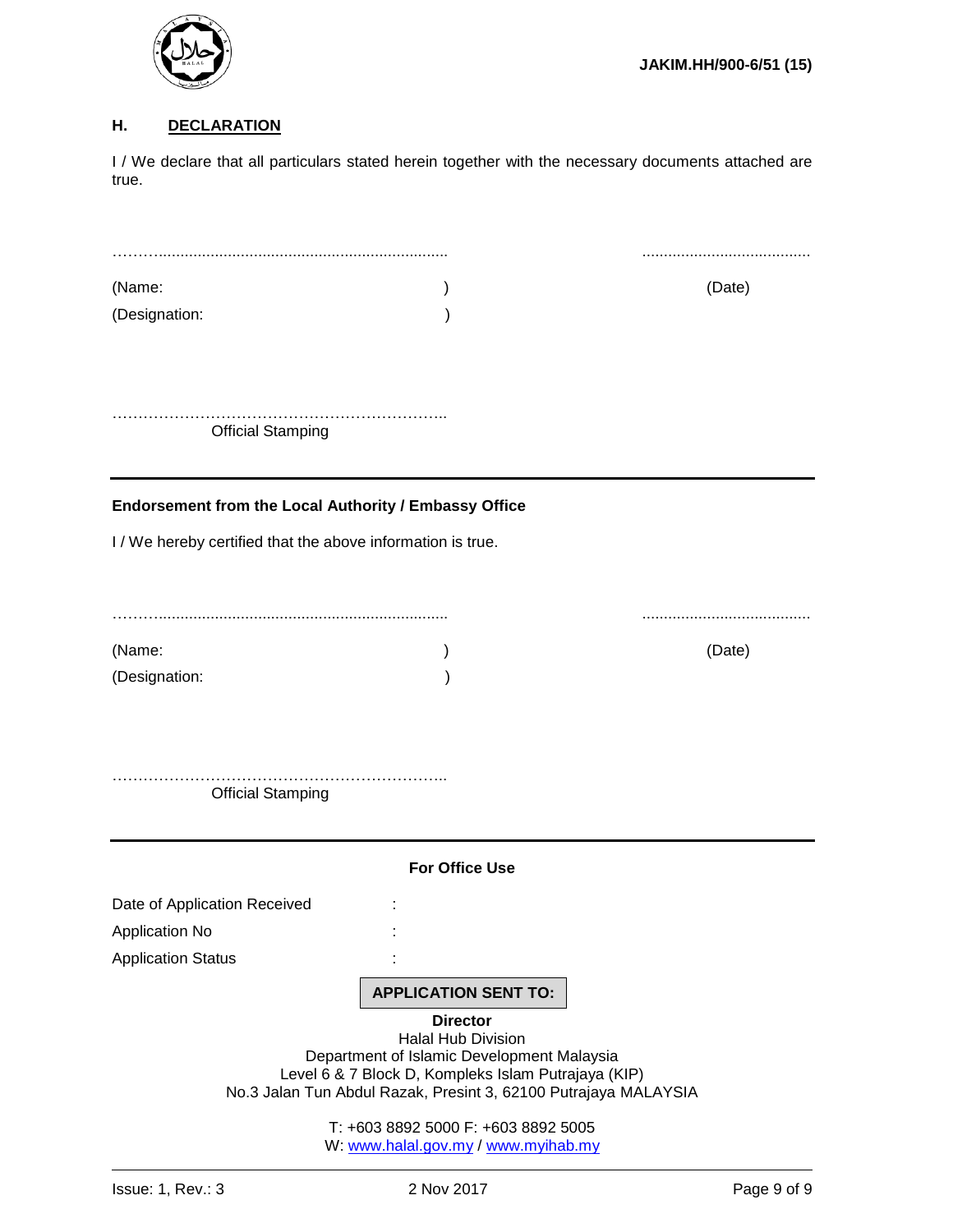## H. DECLARATION

I / We declare that all particulars stated herein together with the necessary documents attached are true.

………................................................................. .......................................

(Name: ) (Date)

(Designation: )

………………………………………………………..
Official Stamping

---

**Endorsement from the Local Authority / Embassy Office**

I / We hereby certified that the above information is true.

………................................................................. .......................................

(Name: ) (Date)

(Designation: )

………………………………………………………..
Official Stamping

---

**For Office Use**

Date of Application Received :

Application No :

Application Status :

**APPLICATION SENT TO:**

**Director**
Halal Hub Division
Department of Islamic Development Malaysia
Level 6 & 7 Block D, Kompleks Islam Putrajaya (KIP)
No.3 Jalan Tun Abdul Razak, Presint 3, 62100 Putrajaya MALAYSIA

T: +603 8892 5000 F: +603 8892 5005
W: www.halal.gov.my / www.myihab.my